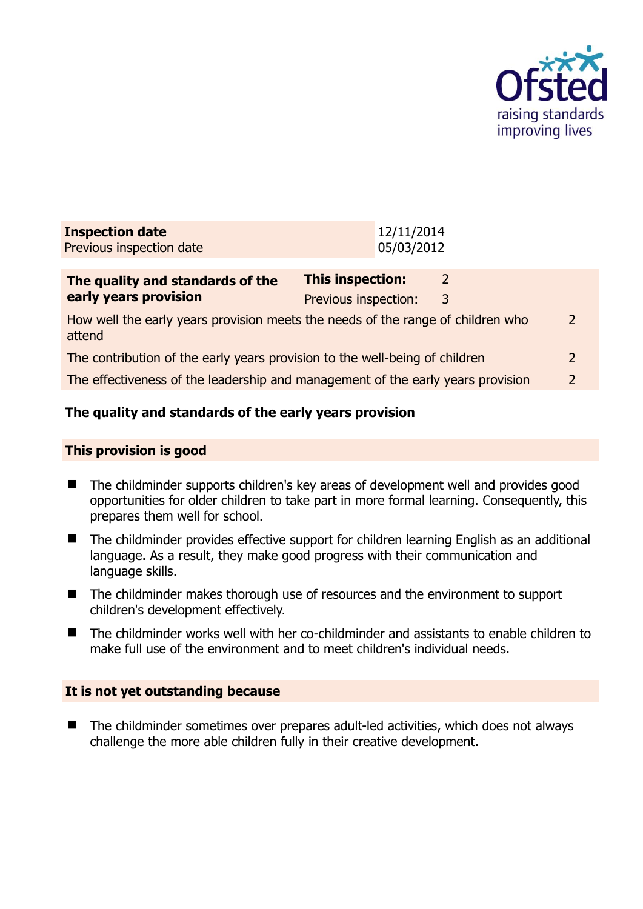| **Inspection date** | 12/11/2014 |
| --- | --- |
| Previous inspection date | 05/03/2012 |

| **The quality and standards of the early years provision** | **This inspection:** | 2 |
| --- | --- | --- |
| | Previous inspection: | 3 |
| How well the early years provision meets the needs of the range of children who attend | | 2 |
| The contribution of the early years provision to the well-being of children | | 2 |
| The effectiveness of the leadership and management of the early years provision | | 2 |

## The quality and standards of the early years provision

### This provision is good

- The childminder supports children's key areas of development well and provides good opportunities for older children to take part in more formal learning. Consequently, this prepares them well for school.
- The childminder provides effective support for children learning English as an additional language. As a result, they make good progress with their communication and language skills.
- The childminder makes thorough use of resources and the environment to support children's development effectively.
- The childminder works well with her co-childminder and assistants to enable children to make full use of the environment and to meet children's individual needs.

### It is not yet outstanding because

- The childminder sometimes over prepares adult-led activities, which does not always challenge the more able children fully in their creative development.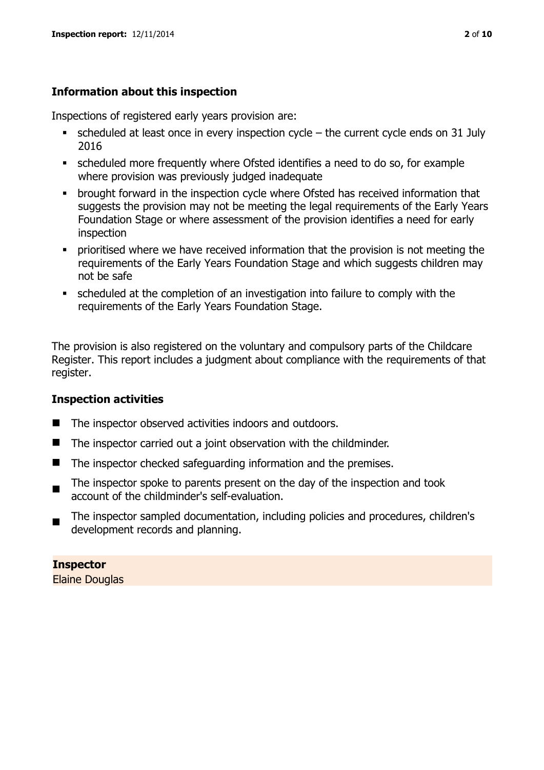## Information about this inspection

Inspections of registered early years provision are:

- scheduled at least once in every inspection cycle – the current cycle ends on 31 July 2016
- scheduled more frequently where Ofsted identifies a need to do so, for example where provision was previously judged inadequate
- brought forward in the inspection cycle where Ofsted has received information that suggests the provision may not be meeting the legal requirements of the Early Years Foundation Stage or where assessment of the provision identifies a need for early inspection
- prioritised where we have received information that the provision is not meeting the requirements of the Early Years Foundation Stage and which suggests children may not be safe
- scheduled at the completion of an investigation into failure to comply with the requirements of the Early Years Foundation Stage.

The provision is also registered on the voluntary and compulsory parts of the Childcare Register. This report includes a judgment about compliance with the requirements of that register.

## Inspection activities

- The inspector observed activities indoors and outdoors.
- The inspector carried out a joint observation with the childminder.
- The inspector checked safeguarding information and the premises.
- The inspector spoke to parents present on the day of the inspection and took account of the childminder's self-evaluation.
- The inspector sampled documentation, including policies and procedures, children's development records and planning.

**Inspector**
Elaine Douglas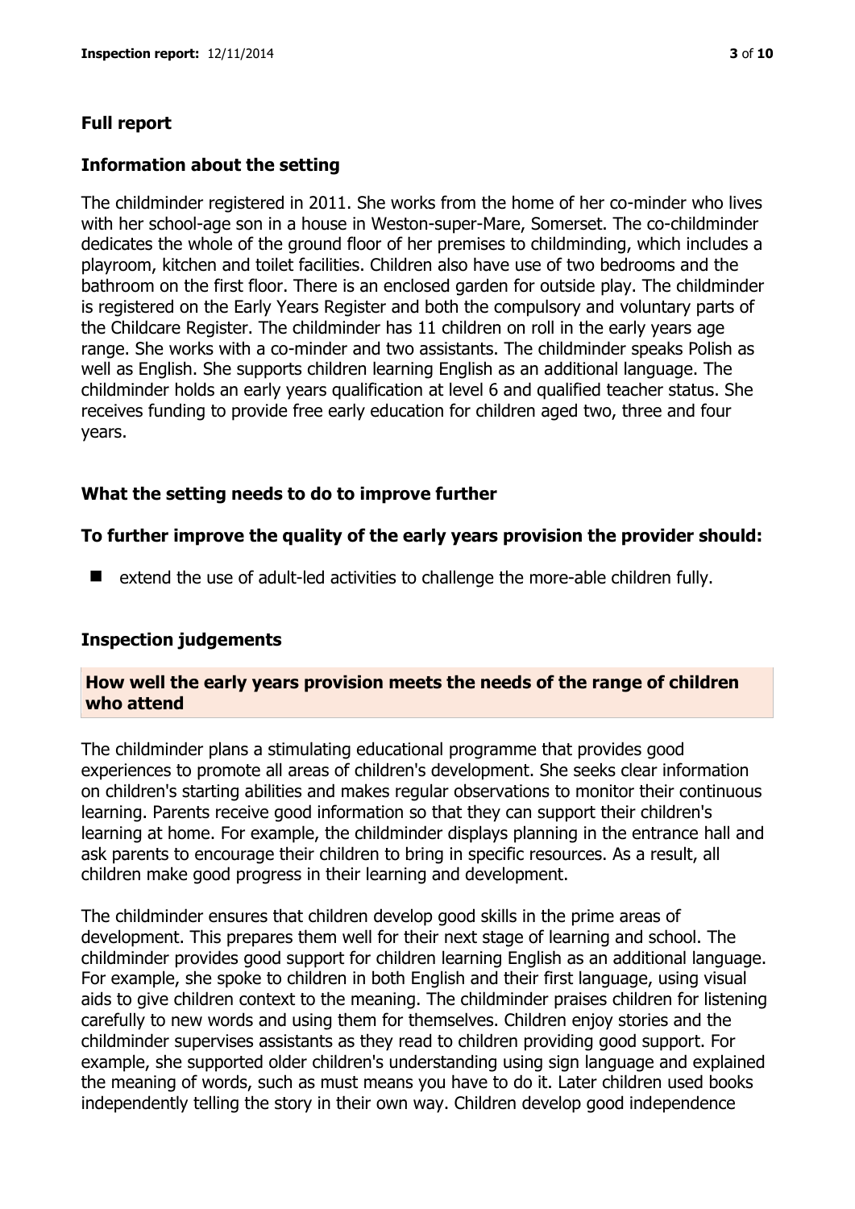## Full report

### Information about the setting

The childminder registered in 2011. She works from the home of her co-minder who lives with her school-age son in a house in Weston-super-Mare, Somerset. The co-childminder dedicates the whole of the ground floor of her premises to childminding, which includes a playroom, kitchen and toilet facilities. Children also have use of two bedrooms and the bathroom on the first floor. There is an enclosed garden for outside play. The childminder is registered on the Early Years Register and both the compulsory and voluntary parts of the Childcare Register. The childminder has 11 children on roll in the early years age range. She works with a co-minder and two assistants. The childminder speaks Polish as well as English. She supports children learning English as an additional language. The childminder holds an early years qualification at level 6 and qualified teacher status. She receives funding to provide free early education for children aged two, three and four years.

### What the setting needs to do to improve further

**To further improve the quality of the early years provision the provider should:**

- extend the use of adult-led activities to challenge the more-able children fully.

### Inspection judgements

#### How well the early years provision meets the needs of the range of children who attend

The childminder plans a stimulating educational programme that provides good experiences to promote all areas of children's development. She seeks clear information on children's starting abilities and makes regular observations to monitor their continuous learning. Parents receive good information so that they can support their children's learning at home. For example, the childminder displays planning in the entrance hall and ask parents to encourage their children to bring in specific resources. As a result, all children make good progress in their learning and development.

The childminder ensures that children develop good skills in the prime areas of development. This prepares them well for their next stage of learning and school. The childminder provides good support for children learning English as an additional language. For example, she spoke to children in both English and their first language, using visual aids to give children context to the meaning. The childminder praises children for listening carefully to new words and using them for themselves. Children enjoy stories and the childminder supervises assistants as they read to children providing good support. For example, she supported older children's understanding using sign language and explained the meaning of words, such as must means you have to do it. Later children used books independently telling the story in their own way. Children develop good independence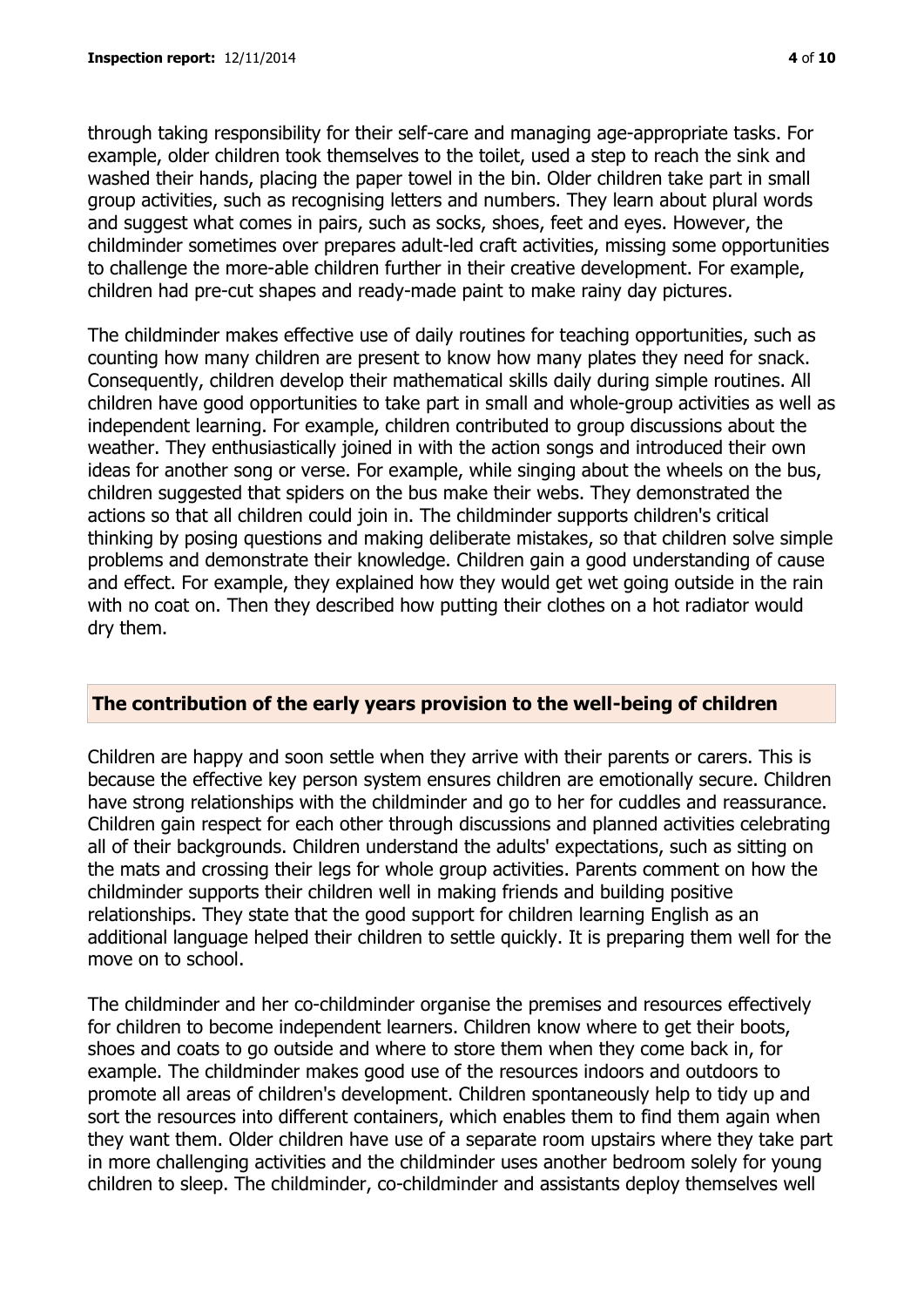through taking responsibility for their self-care and managing age-appropriate tasks. For example, older children took themselves to the toilet, used a step to reach the sink and washed their hands, placing the paper towel in the bin. Older children take part in small group activities, such as recognising letters and numbers. They learn about plural words and suggest what comes in pairs, such as socks, shoes, feet and eyes. However, the childminder sometimes over prepares adult-led craft activities, missing some opportunities to challenge the more-able children further in their creative development. For example, children had pre-cut shapes and ready-made paint to make rainy day pictures.

The childminder makes effective use of daily routines for teaching opportunities, such as counting how many children are present to know how many plates they need for snack. Consequently, children develop their mathematical skills daily during simple routines. All children have good opportunities to take part in small and whole-group activities as well as independent learning. For example, children contributed to group discussions about the weather. They enthusiastically joined in with the action songs and introduced their own ideas for another song or verse. For example, while singing about the wheels on the bus, children suggested that spiders on the bus make their webs. They demonstrated the actions so that all children could join in. The childminder supports children's critical thinking by posing questions and making deliberate mistakes, so that children solve simple problems and demonstrate their knowledge. Children gain a good understanding of cause and effect. For example, they explained how they would get wet going outside in the rain with no coat on. Then they described how putting their clothes on a hot radiator would dry them.

## The contribution of the early years provision to the well-being of children

Children are happy and soon settle when they arrive with their parents or carers. This is because the effective key person system ensures children are emotionally secure. Children have strong relationships with the childminder and go to her for cuddles and reassurance. Children gain respect for each other through discussions and planned activities celebrating all of their backgrounds. Children understand the adults' expectations, such as sitting on the mats and crossing their legs for whole group activities. Parents comment on how the childminder supports their children well in making friends and building positive relationships. They state that the good support for children learning English as an additional language helped their children to settle quickly. It is preparing them well for the move on to school.

The childminder and her co-childminder organise the premises and resources effectively for children to become independent learners. Children know where to get their boots, shoes and coats to go outside and where to store them when they come back in, for example. The childminder makes good use of the resources indoors and outdoors to promote all areas of children's development. Children spontaneously help to tidy up and sort the resources into different containers, which enables them to find them again when they want them. Older children have use of a separate room upstairs where they take part in more challenging activities and the childminder uses another bedroom solely for young children to sleep. The childminder, co-childminder and assistants deploy themselves well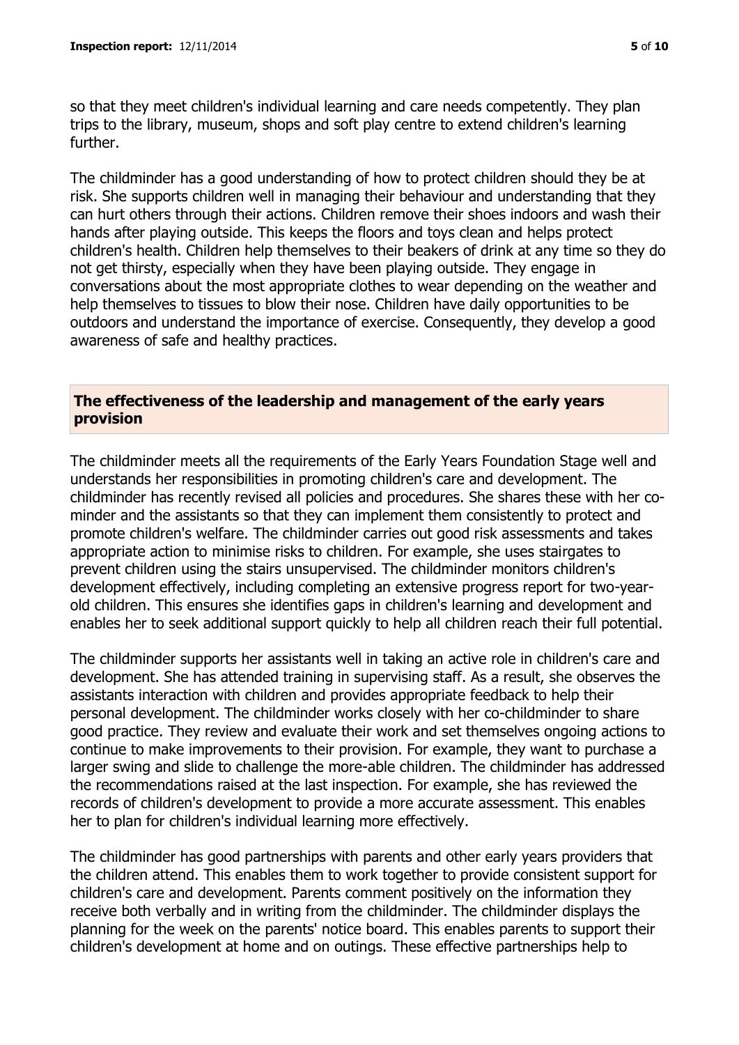so that they meet children's individual learning and care needs competently. They plan trips to the library, museum, shops and soft play centre to extend children's learning further.

The childminder has a good understanding of how to protect children should they be at risk. She supports children well in managing their behaviour and understanding that they can hurt others through their actions. Children remove their shoes indoors and wash their hands after playing outside. This keeps the floors and toys clean and helps protect children's health. Children help themselves to their beakers of drink at any time so they do not get thirsty, especially when they have been playing outside. They engage in conversations about the most appropriate clothes to wear depending on the weather and help themselves to tissues to blow their nose. Children have daily opportunities to be outdoors and understand the importance of exercise. Consequently, they develop a good awareness of safe and healthy practices.

## The effectiveness of the leadership and management of the early years provision

The childminder meets all the requirements of the Early Years Foundation Stage well and understands her responsibilities in promoting children's care and development. The childminder has recently revised all policies and procedures. She shares these with her co-minder and the assistants so that they can implement them consistently to protect and promote children's welfare. The childminder carries out good risk assessments and takes appropriate action to minimise risks to children. For example, she uses stairgates to prevent children using the stairs unsupervised. The childminder monitors children's development effectively, including completing an extensive progress report for two-year-old children. This ensures she identifies gaps in children's learning and development and enables her to seek additional support quickly to help all children reach their full potential.

The childminder supports her assistants well in taking an active role in children's care and development. She has attended training in supervising staff. As a result, she observes the assistants interaction with children and provides appropriate feedback to help their personal development. The childminder works closely with her co-childminder to share good practice. They review and evaluate their work and set themselves ongoing actions to continue to make improvements to their provision. For example, they want to purchase a larger swing and slide to challenge the more-able children. The childminder has addressed the recommendations raised at the last inspection. For example, she has reviewed the records of children's development to provide a more accurate assessment. This enables her to plan for children's individual learning more effectively.

The childminder has good partnerships with parents and other early years providers that the children attend. This enables them to work together to provide consistent support for children's care and development. Parents comment positively on the information they receive both verbally and in writing from the childminder. The childminder displays the planning for the week on the parents' notice board. This enables parents to support their children's development at home and on outings. These effective partnerships help to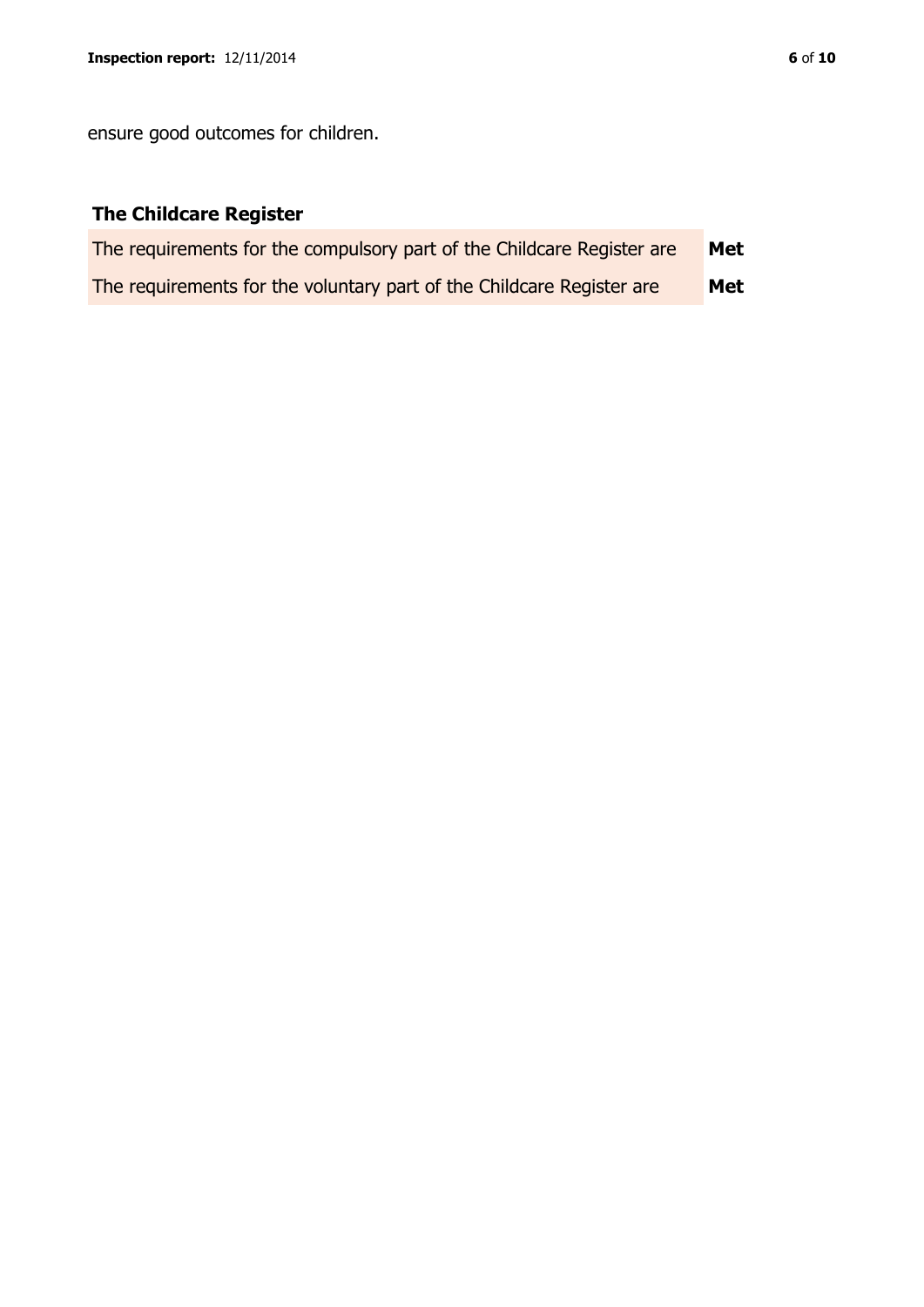ensure good outcomes for children.

## The Childcare Register

| | |
|---|---|
| The requirements for the compulsory part of the Childcare Register are | **Met** |
| The requirements for the voluntary part of the Childcare Register are | **Met** |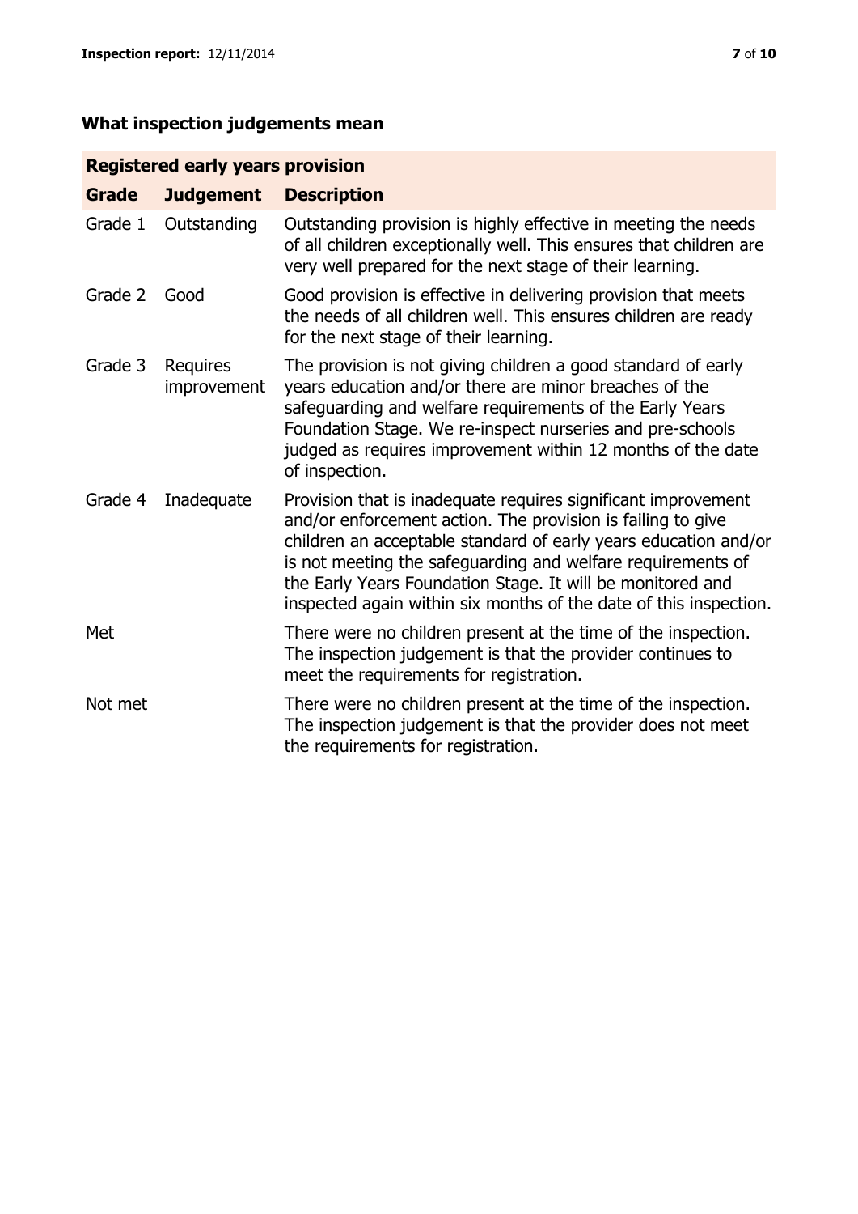## What inspection judgements mean

| Registered early years provision | | |
|---|---|---|
| **Grade** | **Judgement** | **Description** |
| Grade 1 | Outstanding | Outstanding provision is highly effective in meeting the needs of all children exceptionally well. This ensures that children are very well prepared for the next stage of their learning. |
| Grade 2 | Good | Good provision is effective in delivering provision that meets the needs of all children well. This ensures children are ready for the next stage of their learning. |
| Grade 3 | Requires improvement | The provision is not giving children a good standard of early years education and/or there are minor breaches of the safeguarding and welfare requirements of the Early Years Foundation Stage. We re-inspect nurseries and pre-schools judged as requires improvement within 12 months of the date of inspection. |
| Grade 4 | Inadequate | Provision that is inadequate requires significant improvement and/or enforcement action. The provision is failing to give children an acceptable standard of early years education and/or is not meeting the safeguarding and welfare requirements of the Early Years Foundation Stage. It will be monitored and inspected again within six months of the date of this inspection. |
| Met | | There were no children present at the time of the inspection. The inspection judgement is that the provider continues to meet the requirements for registration. |
| Not met | | There were no children present at the time of the inspection. The inspection judgement is that the provider does not meet the requirements for registration. |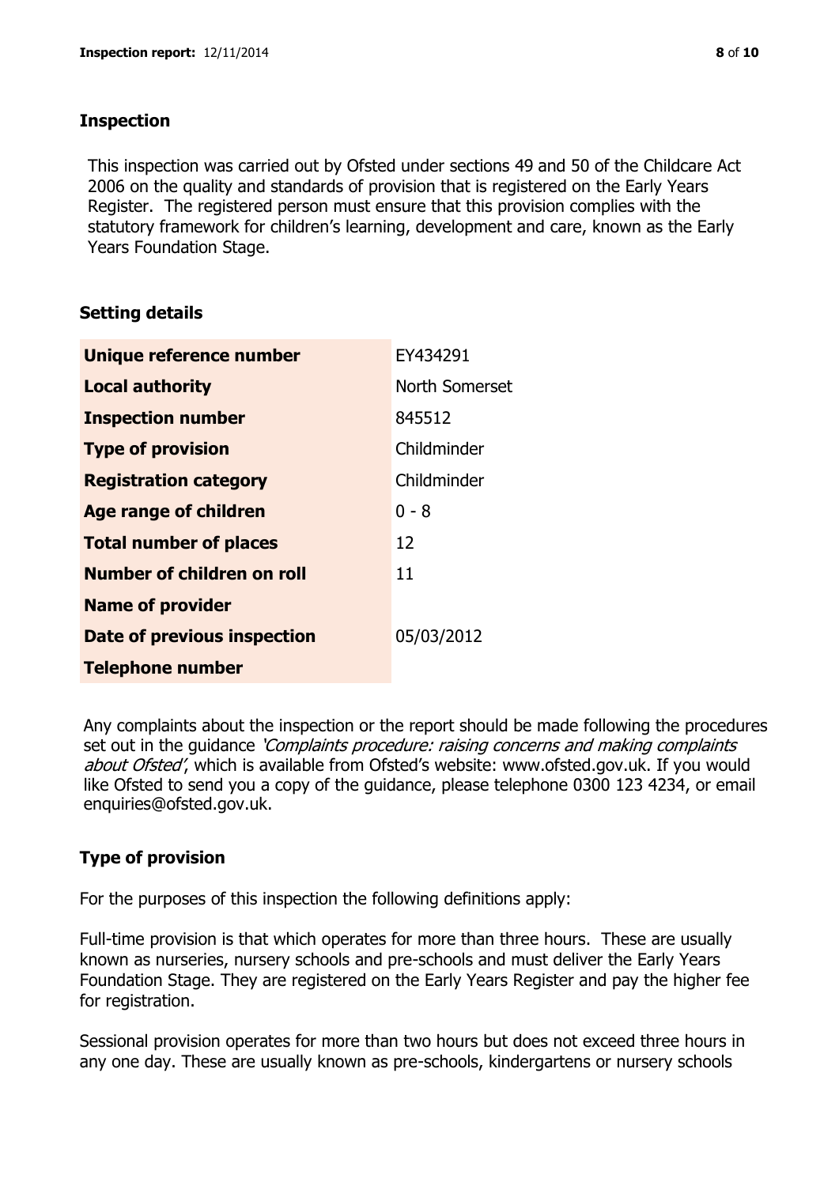## Inspection

This inspection was carried out by Ofsted under sections 49 and 50 of the Childcare Act 2006 on the quality and standards of provision that is registered on the Early Years Register. The registered person must ensure that this provision complies with the statutory framework for children's learning, development and care, known as the Early Years Foundation Stage.

## Setting details

| | |
|---|---|
| **Unique reference number** | EY434291 |
| **Local authority** | North Somerset |
| **Inspection number** | 845512 |
| **Type of provision** | Childminder |
| **Registration category** | Childminder |
| **Age range of children** | 0 - 8 |
| **Total number of places** | 12 |
| **Number of children on roll** | 11 |
| **Name of provider** | |
| **Date of previous inspection** | 05/03/2012 |
| **Telephone number** | |

Any complaints about the inspection or the report should be made following the procedures set out in the guidance *'Complaints procedure: raising concerns and making complaints about Ofsted'*, which is available from Ofsted's website: www.ofsted.gov.uk. If you would like Ofsted to send you a copy of the guidance, please telephone 0300 123 4234, or email enquiries@ofsted.gov.uk.

## Type of provision

For the purposes of this inspection the following definitions apply:

Full-time provision is that which operates for more than three hours. These are usually known as nurseries, nursery schools and pre-schools and must deliver the Early Years Foundation Stage. They are registered on the Early Years Register and pay the higher fee for registration.

Sessional provision operates for more than two hours but does not exceed three hours in any one day. These are usually known as pre-schools, kindergartens or nursery schools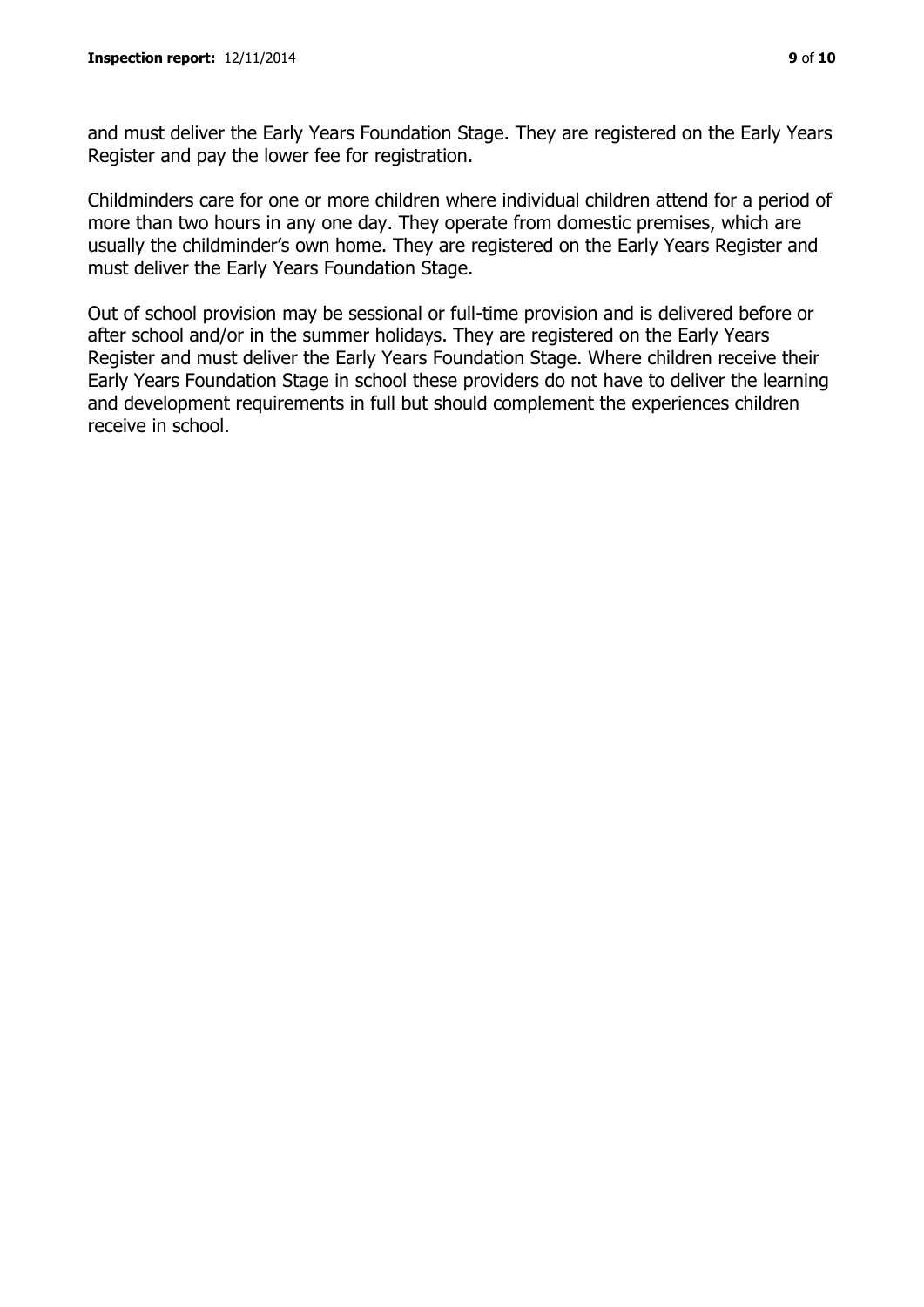and must deliver the Early Years Foundation Stage. They are registered on the Early Years Register and pay the lower fee for registration.

Childminders care for one or more children where individual children attend for a period of more than two hours in any one day. They operate from domestic premises, which are usually the childminder's own home. They are registered on the Early Years Register and must deliver the Early Years Foundation Stage.

Out of school provision may be sessional or full-time provision and is delivered before or after school and/or in the summer holidays. They are registered on the Early Years Register and must deliver the Early Years Foundation Stage. Where children receive their Early Years Foundation Stage in school these providers do not have to deliver the learning and development requirements in full but should complement the experiences children receive in school.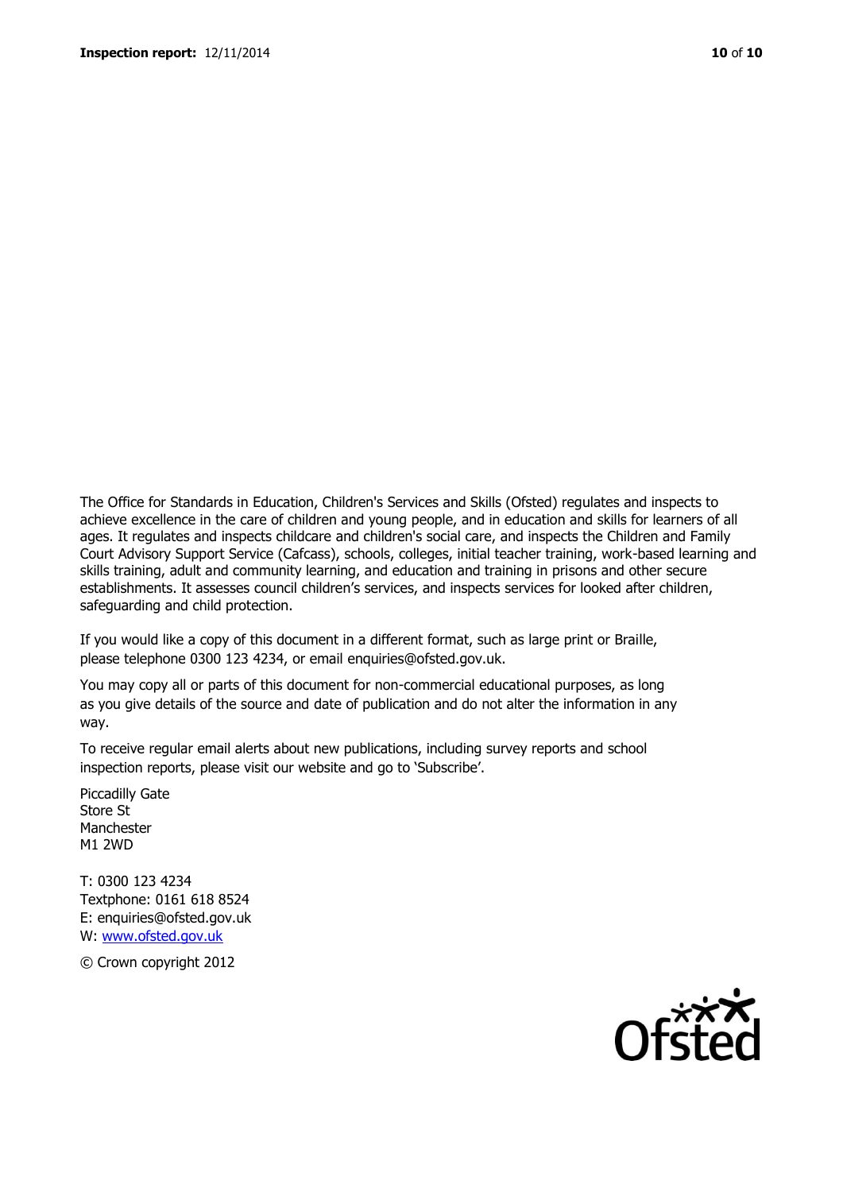The Office for Standards in Education, Children's Services and Skills (Ofsted) regulates and inspects to achieve excellence in the care of children and young people, and in education and skills for learners of all ages. It regulates and inspects childcare and children's social care, and inspects the Children and Family Court Advisory Support Service (Cafcass), schools, colleges, initial teacher training, work-based learning and skills training, adult and community learning, and education and training in prisons and other secure establishments. It assesses council children's services, and inspects services for looked after children, safeguarding and child protection.

If you would like a copy of this document in a different format, such as large print or Braille, please telephone 0300 123 4234, or email enquiries@ofsted.gov.uk.

You may copy all or parts of this document for non-commercial educational purposes, as long as you give details of the source and date of publication and do not alter the information in any way.

To receive regular email alerts about new publications, including survey reports and school inspection reports, please visit our website and go to 'Subscribe'.

Piccadilly Gate
Store St
Manchester
M1 2WD

T: 0300 123 4234
Textphone: 0161 618 8524
E: enquiries@ofsted.gov.uk
W: www.ofsted.gov.uk

© Crown copyright 2012

Ofsted